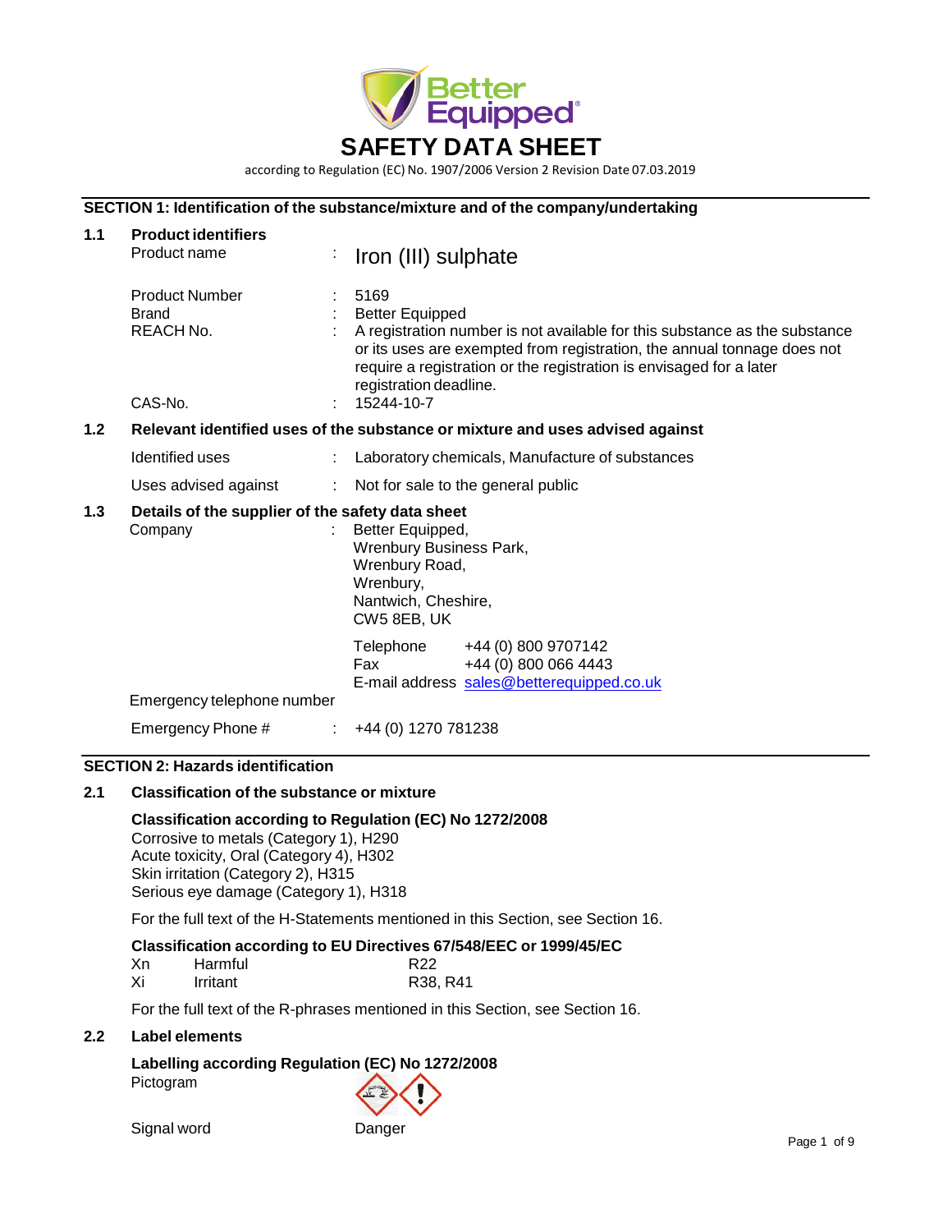# SAFETY DATA SHEET

according to Regulation (EC) No. 1907/2006 Version 2 Revision Date 07.03.2019

## SECTION 1: Identification of the substance/mixture and of the company/undertaking

### 1.1 Product identifiers

| | | |
|---|---|---|
| Product name | : | Iron (III) sulphate |
| Product Number | : | 5169 |
| Brand | : | Better Equipped |
| REACH No. | : | A registration number is not available for this substance as the substance or its uses are exempted from registration, the annual tonnage does not require a registration or the registration is envisaged for a later registration deadline. |
| CAS-No. | : | 15244-10-7 |

### 1.2 Relevant identified uses of the substance or mixture and uses advised against

| | | |
|---|---|---|
| Identified uses | : | Laboratory chemicals, Manufacture of substances |
| Uses advised against | : | Not for sale to the general public |

### 1.3 Details of the supplier of the safety data sheet

Company : Better Equipped,
Wrenbury Business Park,
Wrenbury Road,
Wrenbury,
Nantwich, Cheshire,
CW5 8EB, UK

Telephone +44 (0) 800 9707142
Fax +44 (0) 800 066 4443
E-mail address sales@betterequipped.co.uk

Emergency telephone number

Emergency Phone # : +44 (0) 1270 781238

## SECTION 2: Hazards identification

### 2.1 Classification of the substance or mixture

**Classification according to Regulation (EC) No 1272/2008**

Corrosive to metals (Category 1), H290
Acute toxicity, Oral (Category 4), H302
Skin irritation (Category 2), H315
Serious eye damage (Category 1), H318

For the full text of the H-Statements mentioned in this Section, see Section 16.

**Classification according to EU Directives 67/548/EEC or 1999/45/EC**

| | | |
|---|---|---|
| Xn | Harmful | R22 |
| Xi | Irritant | R38, R41 |

For the full text of the R-phrases mentioned in this Section, see Section 16.

### 2.2 Label elements

**Labelling according Regulation (EC) No 1272/2008**

Pictogram

Signal word Danger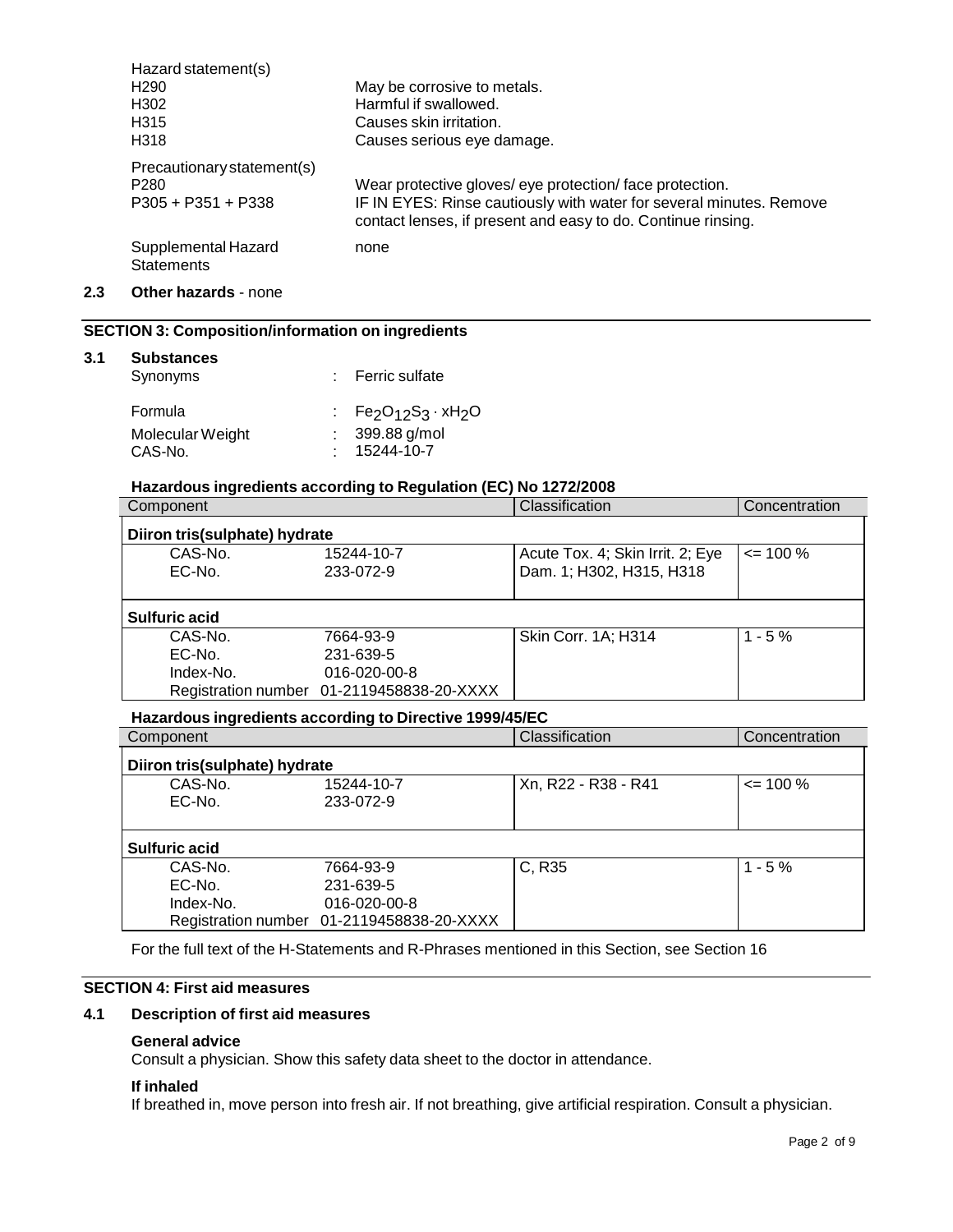Hazard statement(s)

| | |
|---|---|
| H290 | May be corrosive to metals. |
| H302 | Harmful if swallowed. |
| H315 | Causes skin irritation. |
| H318 | Causes serious eye damage. |

Precautionary statement(s)

| | |
|---|---|
| P280 | Wear protective gloves/ eye protection/ face protection. |
| P305 + P351 + P338 | IF IN EYES: Rinse cautiously with water for several minutes. Remove contact lenses, if present and easy to do. Continue rinsing. |

Supplemental Hazard Statements: none

### 2.3 Other hazards - none

## SECTION 3: Composition/information on ingredients

### 3.1 Substances

Synonyms : Ferric sulfate

Formula : $Fe_2O_{12}S_3 \cdot xH_2O$

Molecular Weight : 399.88 g/mol

CAS-No. : 15244-10-7

**Hazardous ingredients according to Regulation (EC) No 1272/2008**

| Component | | Classification | Concentration |
|---|---|---|---|
| **Diiron tris(sulphate) hydrate** | | | |
| CAS-No. | 15244-10-7 | Acute Tox. 4; Skin Irrit. 2; Eye Dam. 1; H302, H315, H318 | <= 100 % |
| EC-No. | 233-072-9 | | |
| **Sulfuric acid** | | | |
| CAS-No. | 7664-93-9 | Skin Corr. 1A; H314 | 1 - 5 % |
| EC-No. | 231-639-5 | | |
| Index-No. | 016-020-00-8 | | |
| Registration number | 01-2119458838-20-XXXX | | |

**Hazardous ingredients according to Directive 1999/45/EC**

| Component | | Classification | Concentration |
|---|---|---|---|
| **Diiron tris(sulphate) hydrate** | | | |
| CAS-No. | 15244-10-7 | Xn, R22 - R38 - R41 | <= 100 % |
| EC-No. | 233-072-9 | | |
| **Sulfuric acid** | | | |
| CAS-No. | 7664-93-9 | C, R35 | 1 - 5 % |
| EC-No. | 231-639-5 | | |
| Index-No. | 016-020-00-8 | | |
| Registration number | 01-2119458838-20-XXXX | | |

For the full text of the H-Statements and R-Phrases mentioned in this Section, see Section 16

## SECTION 4: First aid measures

### 4.1 Description of first aid measures

**General advice**

Consult a physician. Show this safety data sheet to the doctor in attendance.

**If inhaled**

If breathed in, move person into fresh air. If not breathing, give artificial respiration. Consult a physician.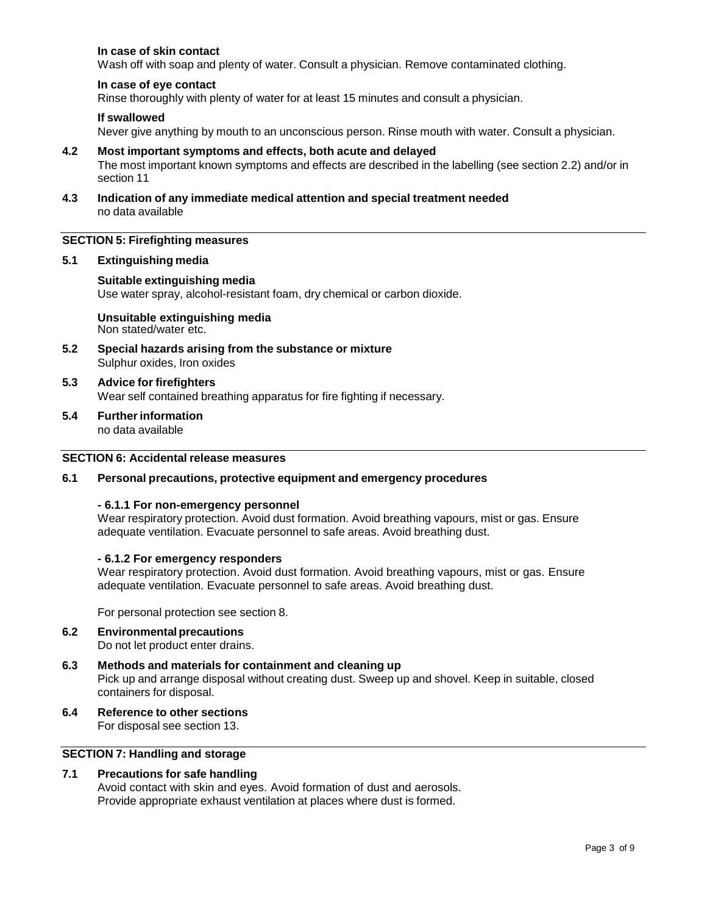**In case of skin contact**

Wash off with soap and plenty of water. Consult a physician. Remove contaminated clothing.

**In case of eye contact**

Rinse thoroughly with plenty of water for at least 15 minutes and consult a physician.

**If swallowed**

Never give anything by mouth to an unconscious person. Rinse mouth with water. Consult a physician.

**4.2 Most important symptoms and effects, both acute and delayed**

The most important known symptoms and effects are described in the labelling (see section 2.2) and/or in section 11

**4.3 Indication of any immediate medical attention and special treatment needed**

no data available

## SECTION 5: Firefighting measures

**5.1 Extinguishing media**

**Suitable extinguishing media**

Use water spray, alcohol-resistant foam, dry chemical or carbon dioxide.

**Unsuitable extinguishing media**

Non stated/water etc.

**5.2 Special hazards arising from the substance or mixture**

Sulphur oxides, Iron oxides

**5.3 Advice for firefighters**

Wear self contained breathing apparatus for fire fighting if necessary.

**5.4 Further information**

no data available

## SECTION 6: Accidental release measures

**6.1 Personal precautions, protective equipment and emergency procedures**

**- 6.1.1 For non-emergency personnel**

Wear respiratory protection. Avoid dust formation. Avoid breathing vapours, mist or gas. Ensure adequate ventilation. Evacuate personnel to safe areas. Avoid breathing dust.

**- 6.1.2 For emergency responders**

Wear respiratory protection. Avoid dust formation. Avoid breathing vapours, mist or gas. Ensure adequate ventilation. Evacuate personnel to safe areas. Avoid breathing dust.

For personal protection see section 8.

**6.2 Environmental precautions**

Do not let product enter drains.

**6.3 Methods and materials for containment and cleaning up**

Pick up and arrange disposal without creating dust. Sweep up and shovel. Keep in suitable, closed containers for disposal.

**6.4 Reference to other sections**

For disposal see section 13.

## SECTION 7: Handling and storage

**7.1 Precautions for safe handling**

Avoid contact with skin and eyes. Avoid formation of dust and aerosols.
Provide appropriate exhaust ventilation at places where dust is formed.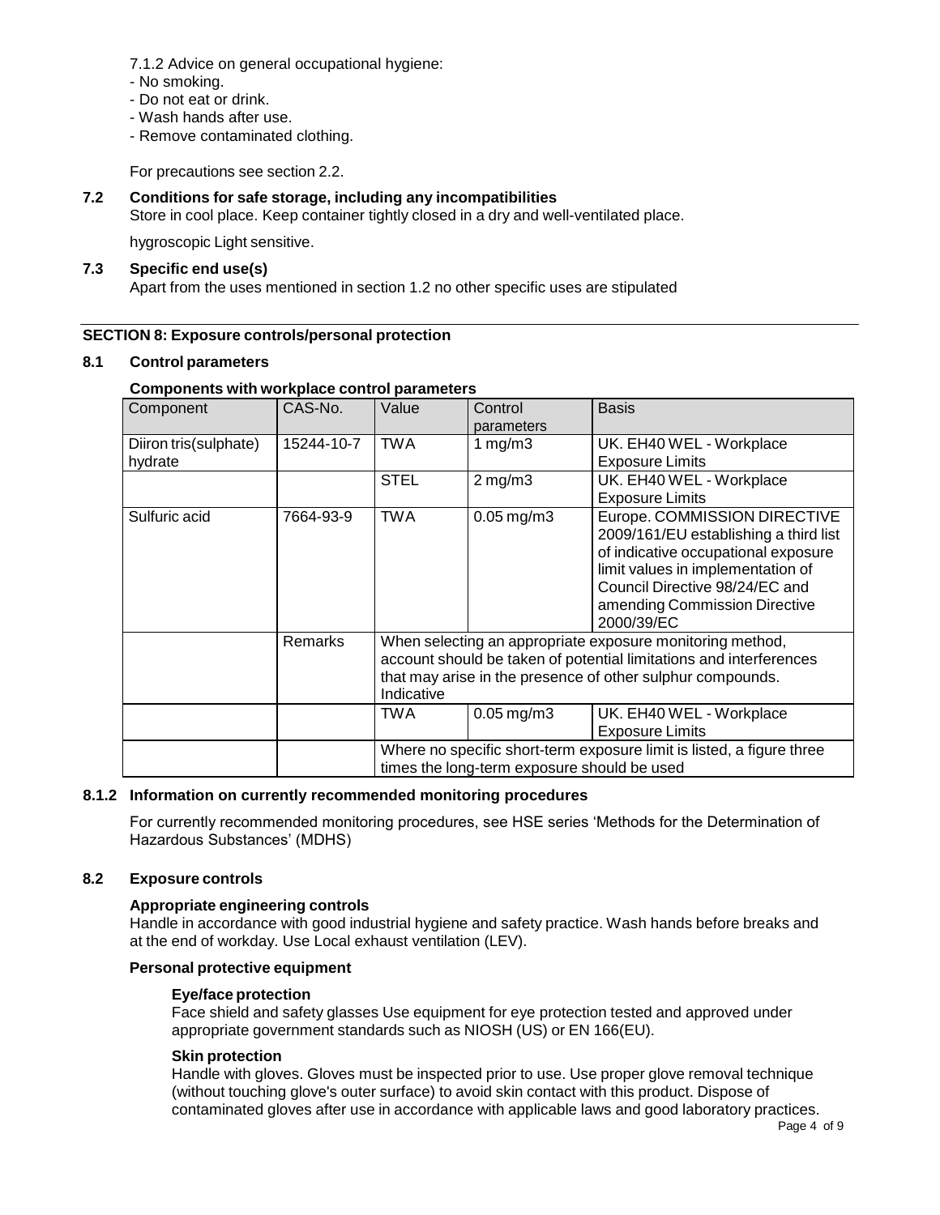7.1.2 Advice on general occupational hygiene:
- No smoking.
- Do not eat or drink.
- Wash hands after use.
- Remove contaminated clothing.

For precautions see section 2.2.

### 7.2 Conditions for safe storage, including any incompatibilities

Store in cool place. Keep container tightly closed in a dry and well-ventilated place.

hygroscopic Light sensitive.

### 7.3 Specific end use(s)

Apart from the uses mentioned in section 1.2 no other specific uses are stipulated

## SECTION 8: Exposure controls/personal protection

### 8.1 Control parameters

**Components with workplace control parameters**

| Component | CAS-No. | Value | Control parameters | Basis |
|---|---|---|---|---|
| Diiron tris(sulphate) hydrate | 15244-10-7 | TWA | 1 mg/m3 | UK. EH40 WEL - Workplace Exposure Limits |
| | | STEL | 2 mg/m3 | UK. EH40 WEL - Workplace Exposure Limits |
| Sulfuric acid | 7664-93-9 | TWA | 0.05 mg/m3 | Europe. COMMISSION DIRECTIVE 2009/161/EU establishing a third list of indicative occupational exposure limit values in implementation of Council Directive 98/24/EC and amending Commission Directive 2000/39/EC |
| | Remarks | When selecting an appropriate exposure monitoring method, account should be taken of potential limitations and interferences that may arise in the presence of other sulphur compounds. Indicative | | |
| | | TWA | 0.05 mg/m3 | UK. EH40 WEL - Workplace Exposure Limits |
| | | Where no specific short-term exposure limit is listed, a figure three times the long-term exposure should be used | | |

### 8.1.2 Information on currently recommended monitoring procedures

For currently recommended monitoring procedures, see HSE series 'Methods for the Determination of Hazardous Substances' (MDHS)

### 8.2 Exposure controls

**Appropriate engineering controls**

Handle in accordance with good industrial hygiene and safety practice. Wash hands before breaks and at the end of workday. Use Local exhaust ventilation (LEV).

**Personal protective equipment**

**Eye/face protection**

Face shield and safety glasses Use equipment for eye protection tested and approved under appropriate government standards such as NIOSH (US) or EN 166(EU).

**Skin protection**

Handle with gloves. Gloves must be inspected prior to use. Use proper glove removal technique (without touching glove's outer surface) to avoid skin contact with this product. Dispose of contaminated gloves after use in accordance with applicable laws and good laboratory practices.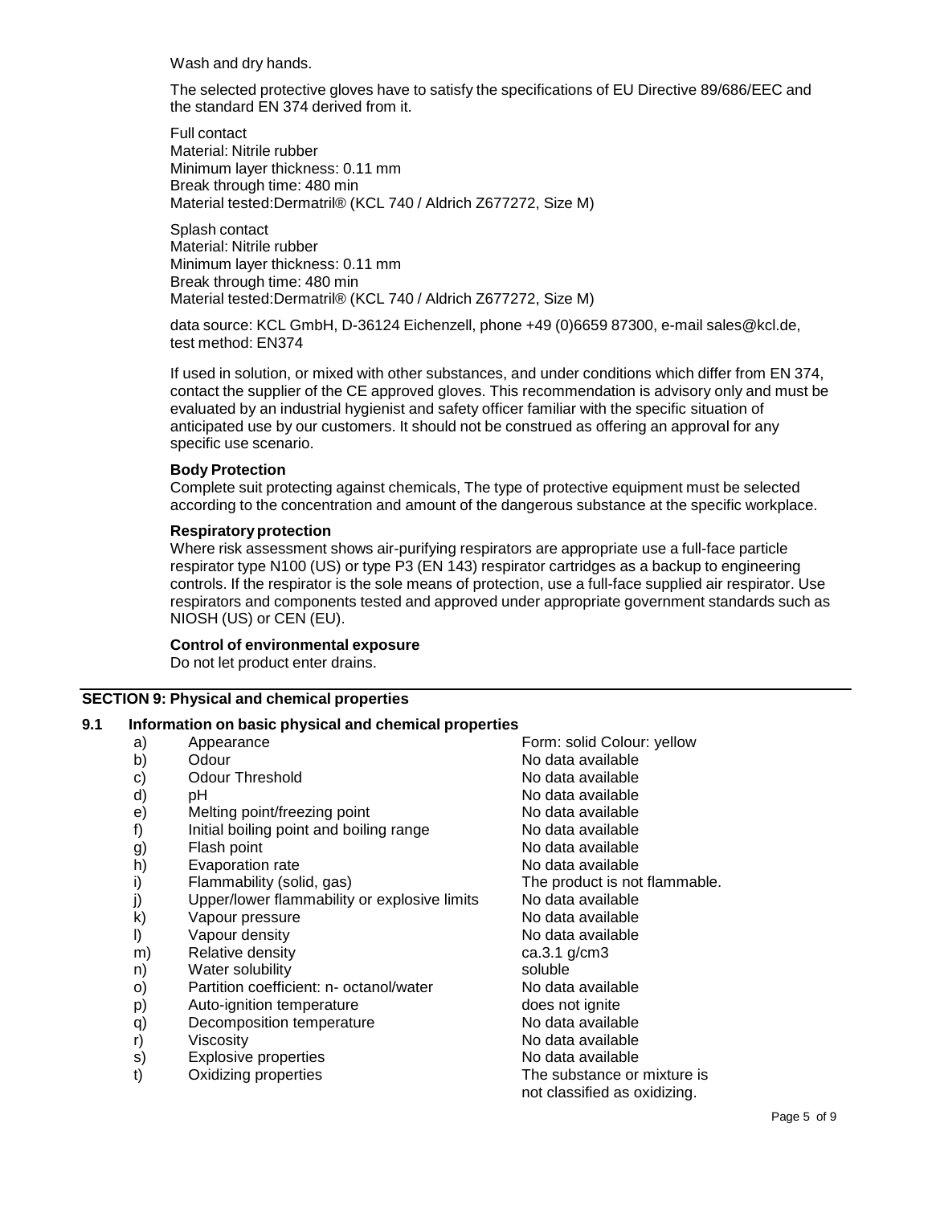Wash and dry hands.

The selected protective gloves have to satisfy the specifications of EU Directive 89/686/EEC and the standard EN 374 derived from it.

Full contact
Material: Nitrile rubber
Minimum layer thickness: 0.11 mm
Break through time: 480 min
Material tested:Dermatril® (KCL 740 / Aldrich Z677272, Size M)

Splash contact
Material: Nitrile rubber
Minimum layer thickness: 0.11 mm
Break through time: 480 min
Material tested:Dermatril® (KCL 740 / Aldrich Z677272, Size M)

data source: KCL GmbH, D-36124 Eichenzell, phone +49 (0)6659 87300, e-mail sales@kcl.de, test method: EN374

If used in solution, or mixed with other substances, and under conditions which differ from EN 374, contact the supplier of the CE approved gloves. This recommendation is advisory only and must be evaluated by an industrial hygienist and safety officer familiar with the specific situation of anticipated use by our customers. It should not be construed as offering an approval for any specific use scenario.

**Body Protection**
Complete suit protecting against chemicals, The type of protective equipment must be selected according to the concentration and amount of the dangerous substance at the specific workplace.

**Respiratory protection**
Where risk assessment shows air-purifying respirators are appropriate use a full-face particle respirator type N100 (US) or type P3 (EN 143) respirator cartridges as a backup to engineering controls. If the respirator is the sole means of protection, use a full-face supplied air respirator. Use respirators and components tested and approved under appropriate government standards such as NIOSH (US) or CEN (EU).

**Control of environmental exposure**
Do not let product enter drains.

## SECTION 9: Physical and chemical properties

### 9.1 Information on basic physical and chemical properties

| | | |
|---|---|---|
| a) | Appearance | Form: solid Colour: yellow |
| b) | Odour | No data available |
| c) | Odour Threshold | No data available |
| d) | pH | No data available |
| e) | Melting point/freezing point | No data available |
| f) | Initial boiling point and boiling range | No data available |
| g) | Flash point | No data available |
| h) | Evaporation rate | No data available |
| i) | Flammability (solid, gas) | The product is not flammable. |
| j) | Upper/lower flammability or explosive limits | No data available |
| k) | Vapour pressure | No data available |
| l) | Vapour density | No data available |
| m) | Relative density | ca.3.1 g/cm3 |
| n) | Water solubility | soluble |
| o) | Partition coefficient: n- octanol/water | No data available |
| p) | Auto-ignition temperature | does not ignite |
| q) | Decomposition temperature | No data available |
| r) | Viscosity | No data available |
| s) | Explosive properties | No data available |
| t) | Oxidizing properties | The substance or mixture is not classified as oxidizing. |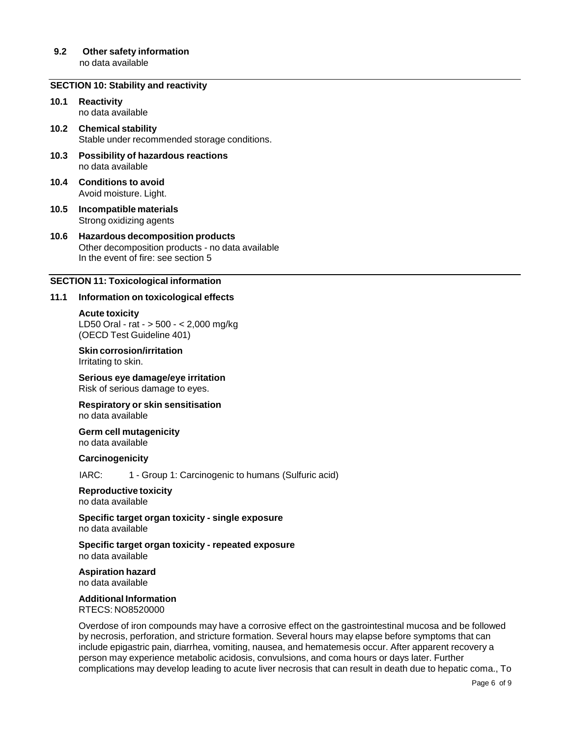### 9.2 Other safety information

no data available

## SECTION 10: Stability and reactivity

### 10.1 Reactivity

no data available

### 10.2 Chemical stability

Stable under recommended storage conditions.

### 10.3 Possibility of hazardous reactions

no data available

### 10.4 Conditions to avoid

Avoid moisture. Light.

### 10.5 Incompatible materials

Strong oxidizing agents

### 10.6 Hazardous decomposition products

Other decomposition products - no data available
In the event of fire: see section 5

## SECTION 11: Toxicological information

### 11.1 Information on toxicological effects

**Acute toxicity**
LD50 Oral - rat - > 500 - < 2,000 mg/kg
(OECD Test Guideline 401)

**Skin corrosion/irritation**
Irritating to skin.

**Serious eye damage/eye irritation**
Risk of serious damage to eyes.

**Respiratory or skin sensitisation**
no data available

**Germ cell mutagenicity**
no data available

**Carcinogenicity**

IARC: 1 - Group 1: Carcinogenic to humans (Sulfuric acid)

**Reproductive toxicity**
no data available

**Specific target organ toxicity - single exposure**
no data available

**Specific target organ toxicity - repeated exposure**
no data available

**Aspiration hazard**
no data available

**Additional Information**
RTECS: NO8520000

Overdose of iron compounds may have a corrosive effect on the gastrointestinal mucosa and be followed by necrosis, perforation, and stricture formation. Several hours may elapse before symptoms that can include epigastric pain, diarrhea, vomiting, nausea, and hematemesis occur. After apparent recovery a person may experience metabolic acidosis, convulsions, and coma hours or days later. Further complications may develop leading to acute liver necrosis that can result in death due to hepatic coma., To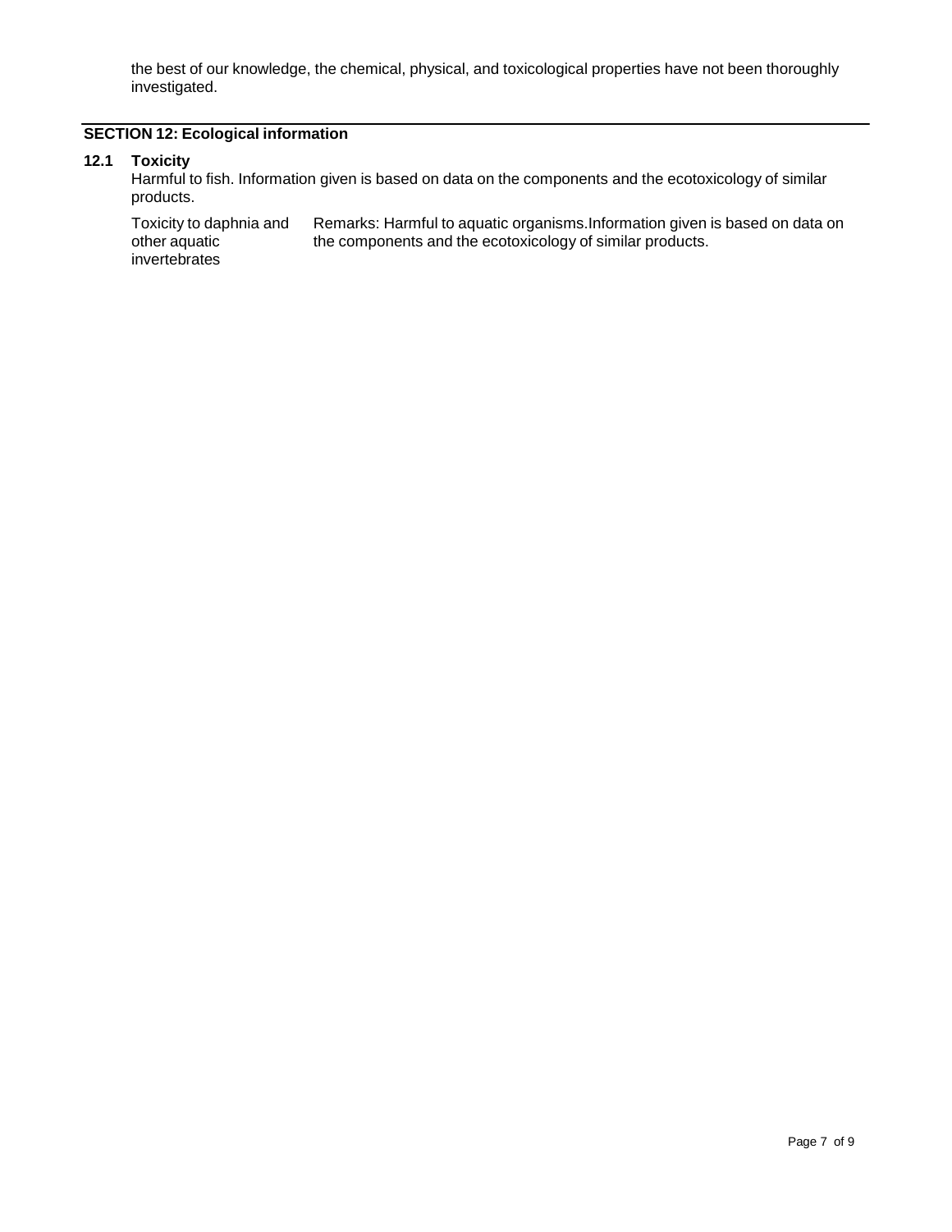the best of our knowledge, the chemical, physical, and toxicological properties have not been thoroughly investigated.

## SECTION 12: Ecological information

### 12.1 Toxicity

Harmful to fish. Information given is based on data on the components and the ecotoxicology of similar products.

| Toxicity to daphnia and other aquatic invertebrates | Remarks: Harmful to aquatic organisms.Information given is based on data on the components and the ecotoxicology of similar products. |
|---|---|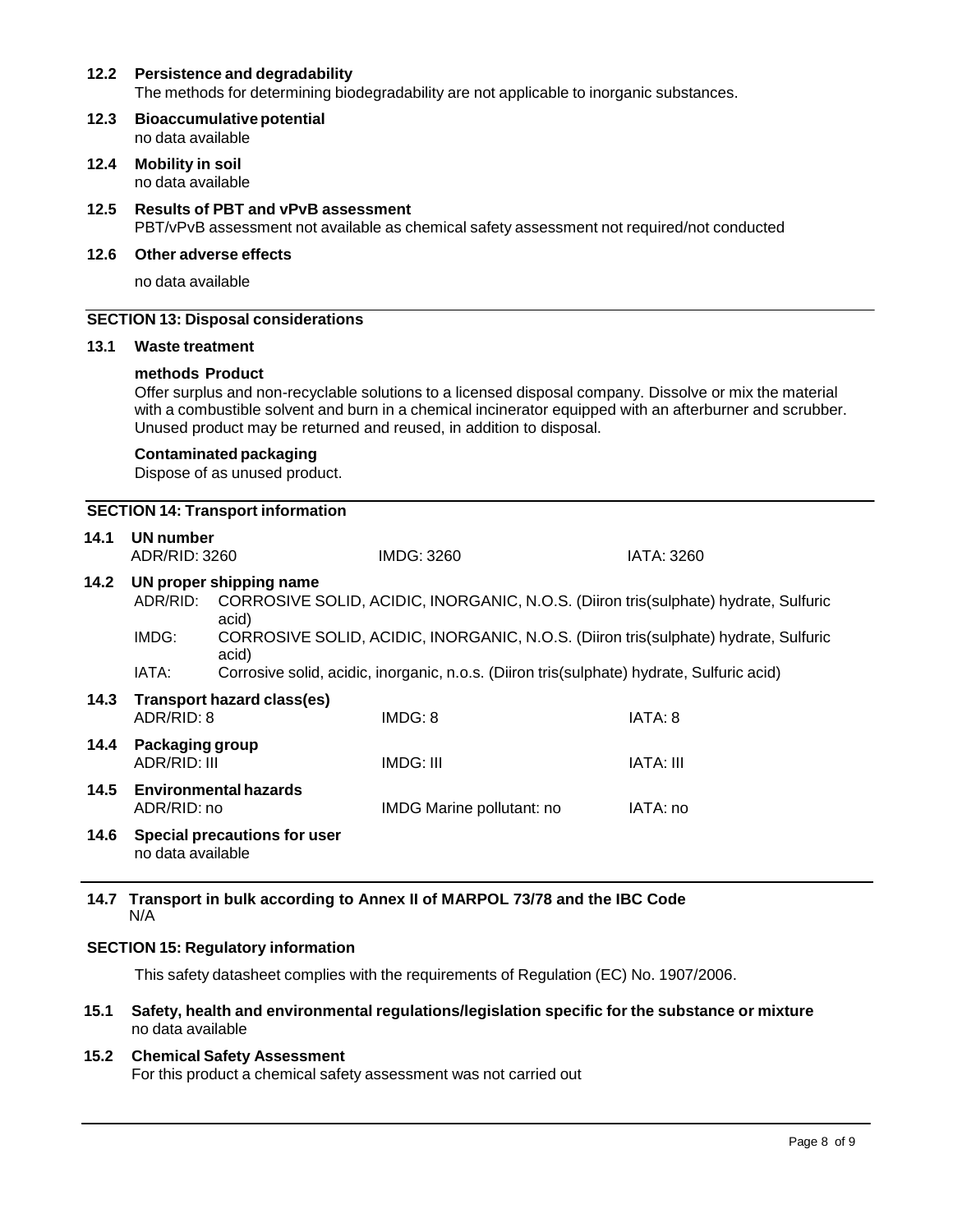**12.2 Persistence and degradability**

The methods for determining biodegradability are not applicable to inorganic substances.

**12.3 Bioaccumulative potential**

no data available

**12.4 Mobility in soil**

no data available

**12.5 Results of PBT and vPvB assessment**

PBT/vPvB assessment not available as chemical safety assessment not required/not conducted

**12.6 Other adverse effects**

no data available

## SECTION 13: Disposal considerations

**13.1 Waste treatment**

**methods Product**

Offer surplus and non-recyclable solutions to a licensed disposal company. Dissolve or mix the material with a combustible solvent and burn in a chemical incinerator equipped with an afterburner and scrubber. Unused product may be returned and reused, in addition to disposal.

**Contaminated packaging**

Dispose of as unused product.

## SECTION 14: Transport information

**14.1 UN number**

| ADR/RID: 3260 | IMDG: 3260 | IATA: 3260 |
|---|---|---|

**14.2 UN proper shipping name**

ADR/RID: CORROSIVE SOLID, ACIDIC, INORGANIC, N.O.S. (Diiron tris(sulphate) hydrate, Sulfuric acid)

IMDG: CORROSIVE SOLID, ACIDIC, INORGANIC, N.O.S. (Diiron tris(sulphate) hydrate, Sulfuric acid)

IATA: Corrosive solid, acidic, inorganic, n.o.s. (Diiron tris(sulphate) hydrate, Sulfuric acid)

**14.3 Transport hazard class(es)**

| ADR/RID: 8 | IMDG: 8 | IATA: 8 |
|---|---|---|

**14.4 Packaging group**

| ADR/RID: III | IMDG: III | IATA: III |
|---|---|---|

**14.5 Environmental hazards**

| ADR/RID: no | IMDG Marine pollutant: no | IATA: no |
|---|---|---|

**14.6 Special precautions for user**

no data available

**14.7 Transport in bulk according to Annex II of MARPOL 73/78 and the IBC Code**

N/A

## SECTION 15: Regulatory information

This safety datasheet complies with the requirements of Regulation (EC) No. 1907/2006.

**15.1 Safety, health and environmental regulations/legislation specific for the substance or mixture**

no data available

**15.2 Chemical Safety Assessment**

For this product a chemical safety assessment was not carried out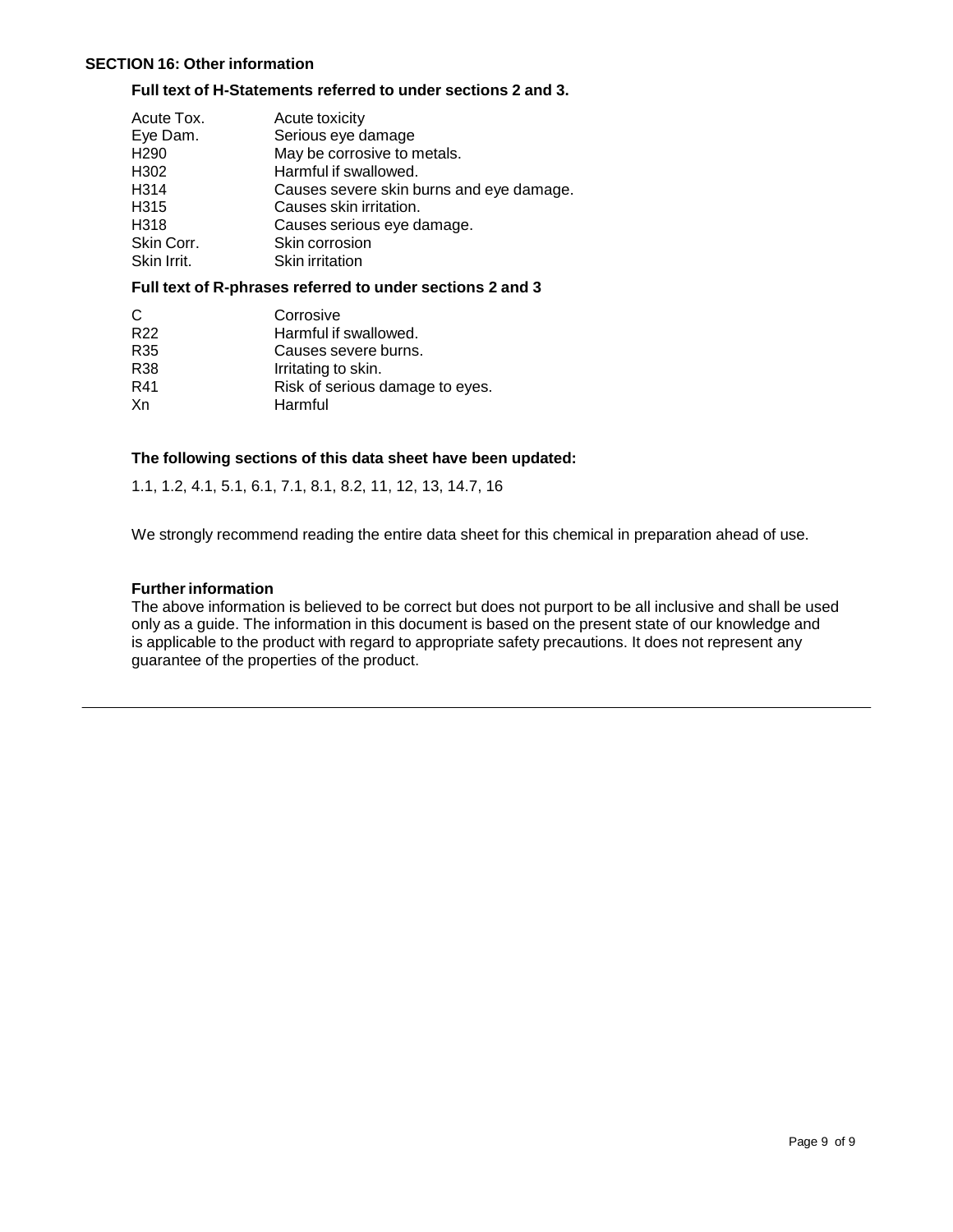## SECTION 16: Other information

### Full text of H-Statements referred to under sections 2 and 3.

| | |
|---|---|
| Acute Tox. | Acute toxicity |
| Eye Dam. | Serious eye damage |
| H290 | May be corrosive to metals. |
| H302 | Harmful if swallowed. |
| H314 | Causes severe skin burns and eye damage. |
| H315 | Causes skin irritation. |
| H318 | Causes serious eye damage. |
| Skin Corr. | Skin corrosion |
| Skin Irrit. | Skin irritation |

### Full text of R-phrases referred to under sections 2 and 3

| | |
|---|---|
| C | Corrosive |
| R22 | Harmful if swallowed. |
| R35 | Causes severe burns. |
| R38 | Irritating to skin. |
| R41 | Risk of serious damage to eyes. |
| Xn | Harmful |

### The following sections of this data sheet have been updated:

1.1, 1.2, 4.1, 5.1, 6.1, 7.1, 8.1, 8.2, 11, 12, 13, 14.7, 16

We strongly recommend reading the entire data sheet for this chemical in preparation ahead of use.

### Further information

The above information is believed to be correct but does not purport to be all inclusive and shall be used only as a guide. The information in this document is based on the present state of our knowledge and is applicable to the product with regard to appropriate safety precautions. It does not represent any guarantee of the properties of the product.